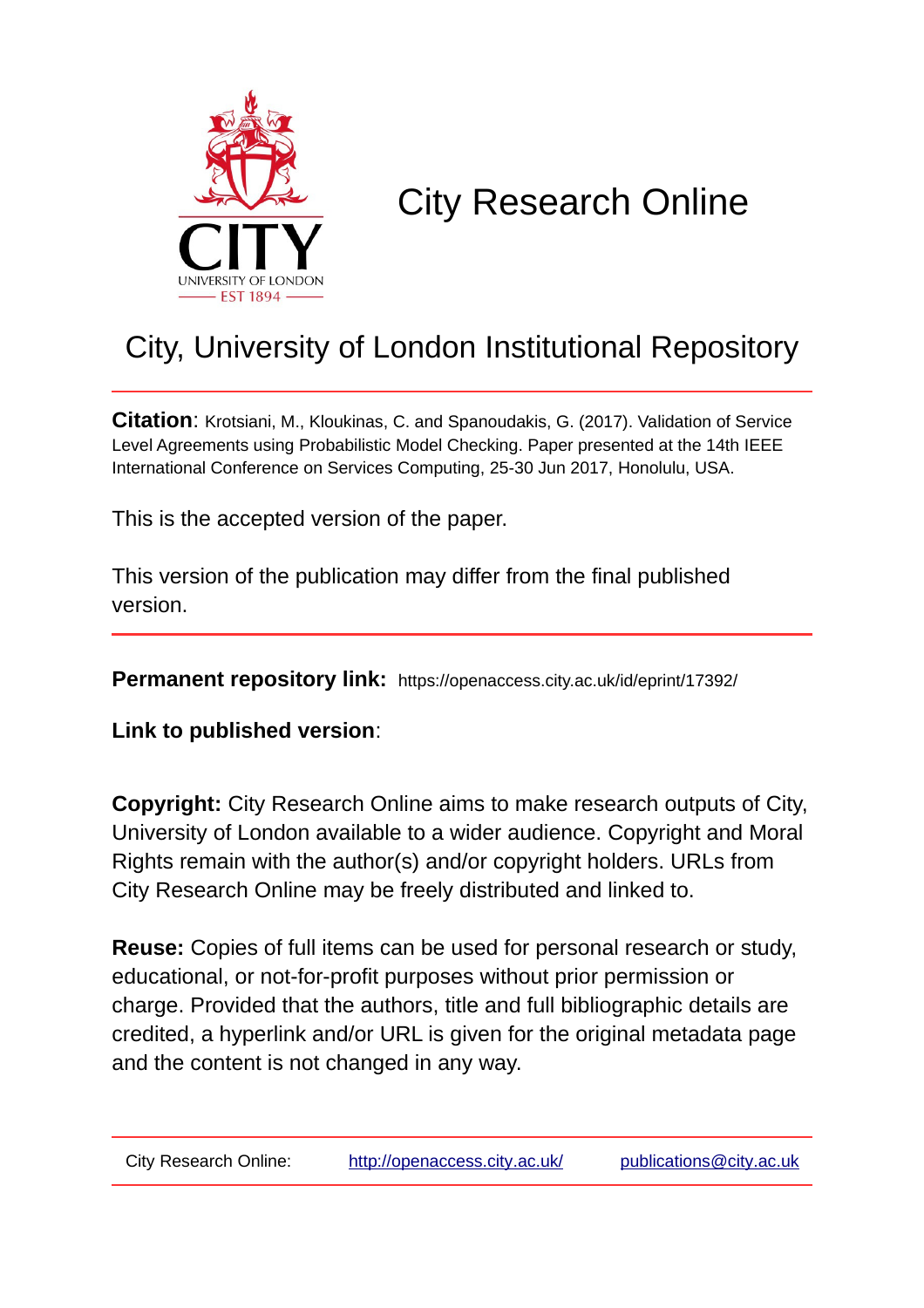# City Research Online

## City, University of London Institutional Repository

**Citation**: Krotsiani, M., Kloukinas, C. and Spanoudakis, G. (2017). Validation of Service Level Agreements using Probabilistic Model Checking. Paper presented at the 14th IEEE International Conference on Services Computing, 25-30 Jun 2017, Honolulu, USA.

This is the accepted version of the paper.

This version of the publication may differ from the final published version.

**Permanent repository link:** https://openaccess.city.ac.uk/id/eprint/17392/

**Link to published version**:

**Copyright:** City Research Online aims to make research outputs of City, University of London available to a wider audience. Copyright and Moral Rights remain with the author(s) and/or copyright holders. URLs from City Research Online may be freely distributed and linked to.

**Reuse:** Copies of full items can be used for personal research or study, educational, or not-for-profit purposes without prior permission or charge. Provided that the authors, title and full bibliographic details are credited, a hyperlink and/or URL is given for the original metadata page and the content is not changed in any way.

City Research Online: http://openaccess.city.ac.uk/ publications@city.ac.uk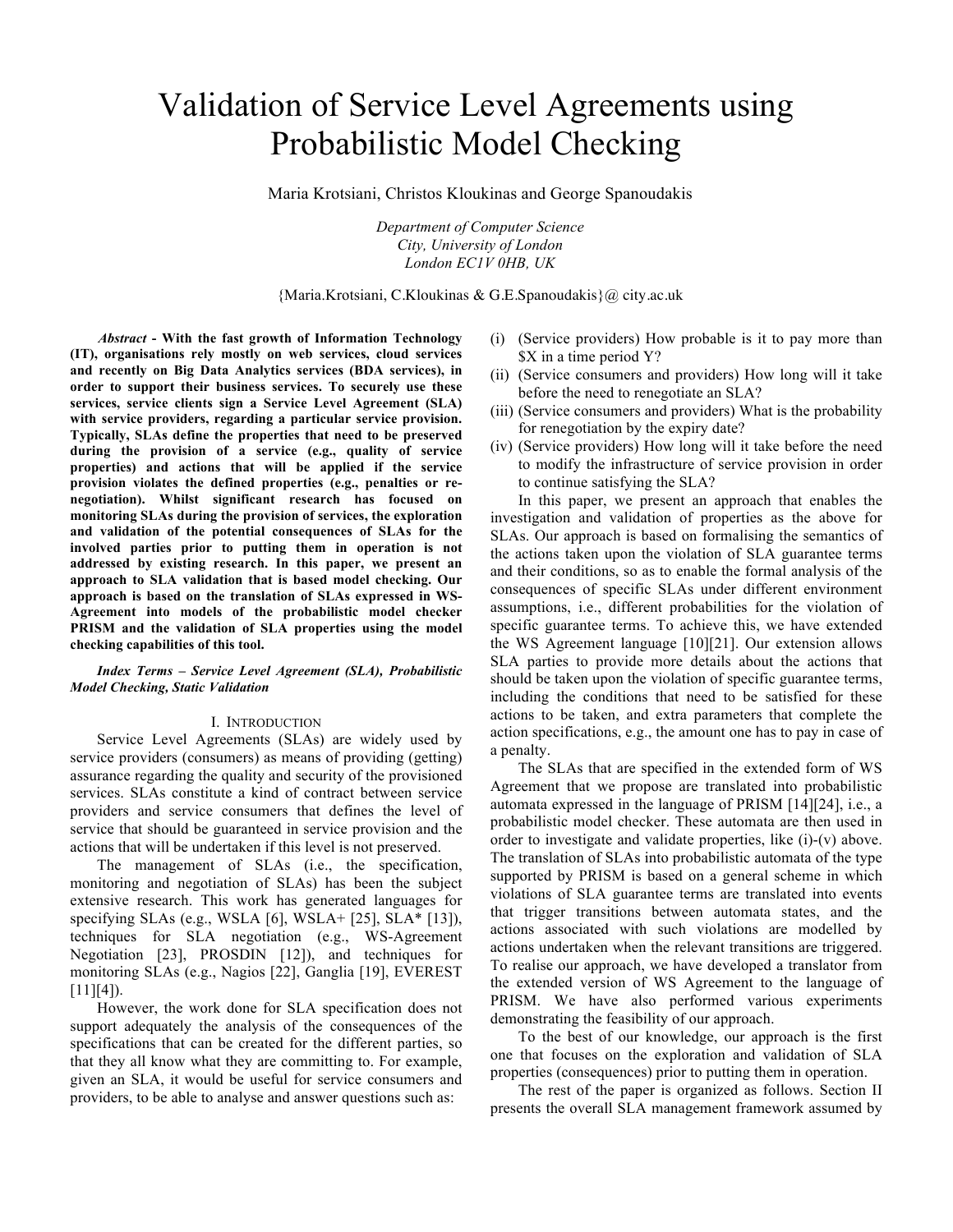# Validation of Service Level Agreements using Probabilistic Model Checking

Maria Krotsiani, Christos Kloukinas and George Spanoudakis

*Department of Computer Science*
*City, University of London*
*London EC1V 0HB, UK*

{Maria.Krotsiani, C.Kloukinas & G.E.Spanoudakis}@ city.ac.uk

***Abstract*** **- With the fast growth of Information Technology (IT), organisations rely mostly on web services, cloud services and recently on Big Data Analytics services (BDA services), in order to support their business services. To securely use these services, service clients sign a Service Level Agreement (SLA) with service providers, regarding a particular service provision. Typically, SLAs define the properties that need to be preserved during the provision of a service (e.g., quality of service properties) and actions that will be applied if the service provision violates the defined properties (e.g., penalties or re-negotiation). Whilst significant research has focused on monitoring SLAs during the provision of services, the exploration and validation of the potential consequences of SLAs for the involved parties prior to putting them in operation is not addressed by existing research. In this paper, we present an approach to SLA validation that is based model checking. Our approach is based on the translation of SLAs expressed in WS-Agreement into models of the probabilistic model checker PRISM and the validation of SLA properties using the model checking capabilities of this tool.**

***Index Terms – Service Level Agreement (SLA), Probabilistic Model Checking, Static Validation***

## I. Introduction

Service Level Agreements (SLAs) are widely used by service providers (consumers) as means of providing (getting) assurance regarding the quality and security of the provisioned services. SLAs constitute a kind of contract between service providers and service consumers that defines the level of service that should be guaranteed in service provision and the actions that will be undertaken if this level is not preserved.

The management of SLAs (i.e., the specification, monitoring and negotiation of SLAs) has been the subject extensive research. This work has generated languages for specifying SLAs (e.g., WSLA [6], WSLA+ [25], SLA* [13]), techniques for SLA negotiation (e.g., WS-Agreement Negotiation [23], PROSDIN [12]), and techniques for monitoring SLAs (e.g., Nagios [22], Ganglia [19], EVEREST [11][4]).

However, the work done for SLA specification does not support adequately the analysis of the consequences of the specifications that can be created for the different parties, so that they all know what they are committing to. For example, given an SLA, it would be useful for service consumers and providers, to be able to analyse and answer questions such as:

(i) (Service providers) How probable is it to pay more than $X in a time period Y?
(ii) (Service consumers and providers) How long will it take before the need to renegotiate an SLA?
(iii) (Service consumers and providers) What is the probability for renegotiation by the expiry date?
(iv) (Service providers) How long will it take before the need to modify the infrastructure of service provision in order to continue satisfying the SLA?

In this paper, we present an approach that enables the investigation and validation of properties as the above for SLAs. Our approach is based on formalising the semantics of the actions taken upon the violation of SLA guarantee terms and their conditions, so as to enable the formal analysis of the consequences of specific SLAs under different environment assumptions, i.e., different probabilities for the violation of specific guarantee terms. To achieve this, we have extended the WS Agreement language [10][21]. Our extension allows SLA parties to provide more details about the actions that should be taken upon the violation of specific guarantee terms, including the conditions that need to be satisfied for these actions to be taken, and extra parameters that complete the action specifications, e.g., the amount one has to pay in case of a penalty.

The SLAs that are specified in the extended form of WS Agreement that we propose are translated into probabilistic automata expressed in the language of PRISM [14][24], i.e., a probabilistic model checker. These automata are then used in order to investigate and validate properties, like (i)-(v) above. The translation of SLAs into probabilistic automata of the type supported by PRISM is based on a general scheme in which violations of SLA guarantee terms are translated into events that trigger transitions between automata states, and the actions associated with such violations are modelled by actions undertaken when the relevant transitions are triggered. To realise our approach, we have developed a translator from the extended version of WS Agreement to the language of PRISM. We have also performed various experiments demonstrating the feasibility of our approach.

To the best of our knowledge, our approach is the first one that focuses on the exploration and validation of SLA properties (consequences) prior to putting them in operation.

The rest of the paper is organized as follows. Section II presents the overall SLA management framework assumed by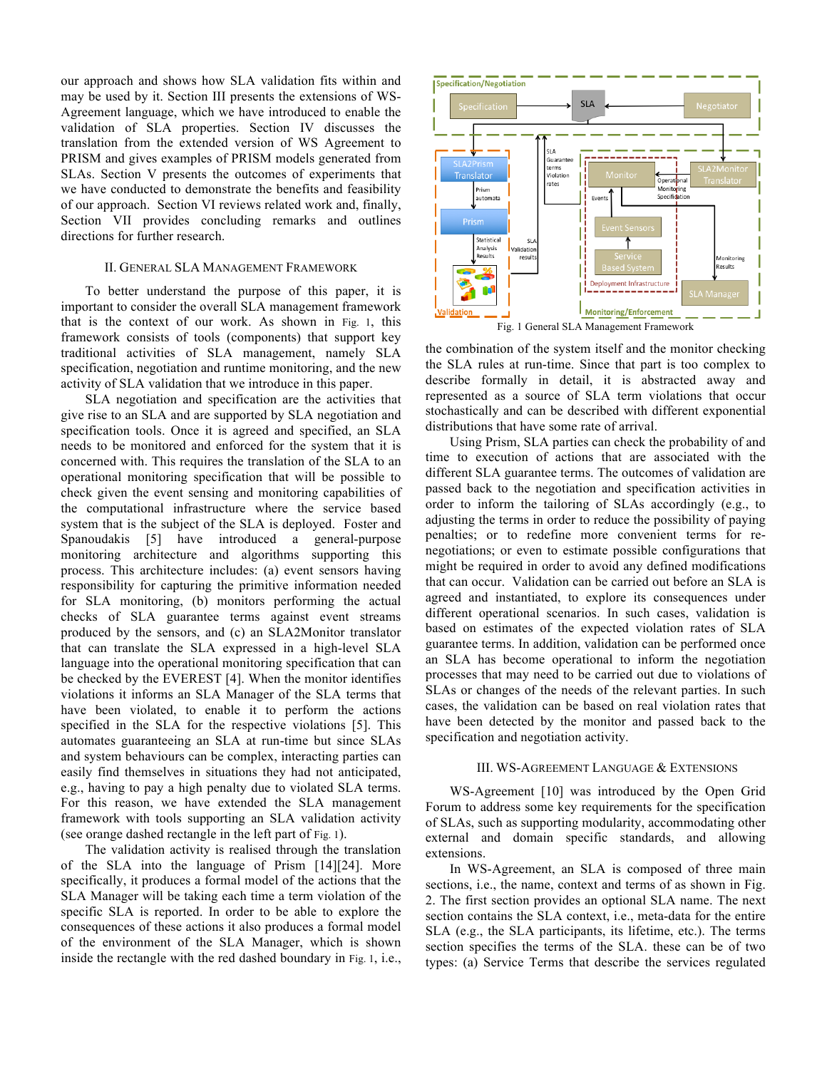our approach and shows how SLA validation fits within and may be used by it. Section III presents the extensions of WS-Agreement language, which we have introduced to enable the validation of SLA properties. Section IV discusses the translation from the extended version of WS Agreement to PRISM and gives examples of PRISM models generated from SLAs. Section V presents the outcomes of experiments that we have conducted to demonstrate the benefits and feasibility of our approach. Section VI reviews related work and, finally, Section VII provides concluding remarks and outlines directions for further research.

## II. General SLA Management Framework

To better understand the purpose of this paper, it is important to consider the overall SLA management framework that is the context of our work. As shown in Fig. 1, this framework consists of tools (components) that support key traditional activities of SLA management, namely SLA specification, negotiation and runtime monitoring, and the new activity of SLA validation that we introduce in this paper.

SLA negotiation and specification are the activities that give rise to an SLA and are supported by SLA negotiation and specification tools. Once it is agreed and specified, an SLA needs to be monitored and enforced for the system that it is concerned with. This requires the translation of the SLA to an operational monitoring specification that will be possible to check given the event sensing and monitoring capabilities of the computational infrastructure where the service based system that is the subject of the SLA is deployed. Foster and Spanoudakis [5] have introduced a general-purpose monitoring architecture and algorithms supporting this process. This architecture includes: (a) event sensors having responsibility for capturing the primitive information needed for SLA monitoring, (b) monitors performing the actual checks of SLA guarantee terms against event streams produced by the sensors, and (c) an SLA2Monitor translator that can translate the SLA expressed in a high-level SLA language into the operational monitoring specification that can be checked by the EVEREST [4]. When the monitor identifies violations it informs an SLA Manager of the SLA terms that have been violated, to enable it to perform the actions specified in the SLA for the respective violations [5]. This automates guaranteeing an SLA at run-time but since SLAs and system behaviours can be complex, interacting parties can easily find themselves in situations they had not anticipated, e.g., having to pay a high penalty due to violated SLA terms. For this reason, we have extended the SLA management framework with tools supporting an SLA validation activity (see orange dashed rectangle in the left part of Fig. 1).

The validation activity is realised through the translation of the SLA into the language of Prism [14][24]. More specifically, it produces a formal model of the actions that the SLA Manager will be taking each time a term violation of the specific SLA is reported. In order to be able to explore the consequences of these actions it also produces a formal model of the environment of the SLA Manager, which is shown inside the rectangle with the red dashed boundary in Fig. 1, i.e.,

Specification/Negotiation
Specification
SLA
Negotiator
SLA2Prism Translator
Prism automata
Prism
Statistical Analysis Results
SLA Guarantee terms Violation rates
SLA Validation results
Validation
Monitor
Operational Monitoring Specification
SLA2Monitor Translator
Events
Event Sensors
Service Based System
Deployment Infrastructure
Monitoring Results
SLA Manager
Monitoring/Enforcement

Fig. 1 General SLA Management Framework

the combination of the system itself and the monitor checking the SLA rules at run-time. Since that part is too complex to describe formally in detail, it is abstracted away and represented as a source of SLA term violations that occur stochastically and can be described with different exponential distributions that have some rate of arrival.

Using Prism, SLA parties can check the probability of and time to execution of actions that are associated with the different SLA guarantee terms. The outcomes of validation are passed back to the negotiation and specification activities in order to inform the tailoring of SLAs accordingly (e.g., to adjusting the terms in order to reduce the possibility of paying penalties; or to redefine more convenient terms for re-negotiations; or even to estimate possible configurations that might be required in order to avoid any defined modifications that can occur. Validation can be carried out before an SLA is agreed and instantiated, to explore its consequences under different operational scenarios. In such cases, validation is based on estimates of the expected violation rates of SLA guarantee terms. In addition, validation can be performed once an SLA has become operational to inform the negotiation processes that may need to be carried out due to violations of SLAs or changes of the needs of the relevant parties. In such cases, the validation can be based on real violation rates that have been detected by the monitor and passed back to the specification and negotiation activity.

## III. WS-Agreement Language & Extensions

WS-Agreement [10] was introduced by the Open Grid Forum to address some key requirements for the specification of SLAs, such as supporting modularity, accommodating other external and domain specific standards, and allowing extensions.

In WS-Agreement, an SLA is composed of three main sections, i.e., the name, context and terms of as shown in Fig. 2. The first section provides an optional SLA name. The next section contains the SLA context, i.e., meta-data for the entire SLA (e.g., the SLA participants, its lifetime, etc.). The terms section specifies the terms of the SLA. these can be of two types: (a) Service Terms that describe the services regulated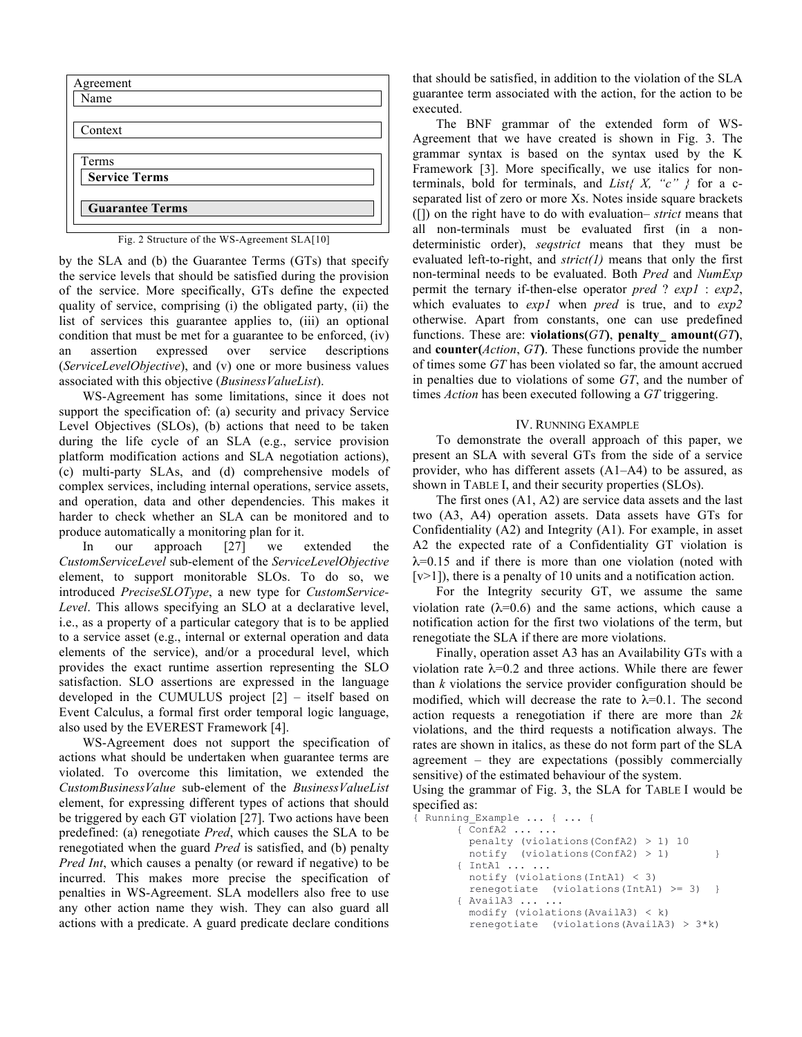Agreement

Name

Context

Terms

**Service Terms**

**Guarantee Terms**

Fig. 2 Structure of the WS-Agreement SLA[10]

by the SLA and (b) the Guarantee Terms (GTs) that specify the service levels that should be satisfied during the provision of the service. More specifically, GTs define the expected quality of service, comprising (i) the obligated party, (ii) the list of services this guarantee applies to, (iii) an optional condition that must be met for a guarantee to be enforced, (iv) an assertion expressed over service descriptions (*ServiceLevelObjective*), and (v) one or more business values associated with this objective (*BusinessValueList*).

WS-Agreement has some limitations, since it does not support the specification of: (a) security and privacy Service Level Objectives (SLOs), (b) actions that need to be taken during the life cycle of an SLA (e.g., service provision platform modification actions and SLA negotiation actions), (c) multi-party SLAs, and (d) comprehensive models of complex services, including internal operations, service assets, and operation, data and other dependencies. This makes it harder to check whether an SLA can be monitored and to produce automatically a monitoring plan for it.

In our approach [27] we extended the *CustomServiceLevel* sub-element of the *ServiceLevelObjective* element, to support monitorable SLOs. To do so, we introduced *PreciseSLOType*, a new type for *CustomService-Level*. This allows specifying an SLO at a declarative level, i.e., as a property of a particular category that is to be applied to a service asset (e.g., internal or external operation and data elements of the service), and/or a procedural level, which provides the exact runtime assertion representing the SLO satisfaction. SLO assertions are expressed in the language developed in the CUMULUS project [2] – itself based on Event Calculus, a formal first order temporal logic language, also used by the EVEREST Framework [4].

WS-Agreement does not support the specification of actions what should be undertaken when guarantee terms are violated. To overcome this limitation, we extended the *CustomBusinessValue* sub-element of the *BusinessValueList* element, for expressing different types of actions that should be triggered by each GT violation [27]. Two actions have been predefined: (a) renegotiate *Pred*, which causes the SLA to be renegotiated when the guard *Pred* is satisfied, and (b) penalty *Pred Int*, which causes a penalty (or reward if negative) to be incurred. This makes more precise the specification of penalties in WS-Agreement. SLA modellers also free to use any other action name they wish. They can also guard all actions with a predicate. A guard predicate declare conditions that should be satisfied, in addition to the violation of the SLA guarantee term associated with the action, for the action to be executed.

The BNF grammar of the extended form of WS-Agreement that we have created is shown in Fig. 3. The grammar syntax is based on the syntax used by the K Framework [3]. More specifically, we use italics for non-terminals, bold for terminals, and *List{ X, "c" }* for a c-separated list of zero or more Xs. Notes inside square brackets ([]) on the right have to do with evaluation– *strict* means that all non-terminals must be evaluated first (in a non-deterministic order), *seqstrict* means that they must be evaluated left-to-right, and *strict(1)* means that only the first non-terminal needs to be evaluated. Both *Pred* and *NumExp* permit the ternary if-then-else operator *pred* ? *exp1* : *exp2*, which evaluates to *exp1* when *pred* is true, and to *exp2* otherwise. Apart from constants, one can use predefined functions. These are: **violations(***GT***)**, **penalty_ amount(***GT***)**, and **counter(***Action*, *GT***)**. These functions provide the number of times some *GT* has been violated so far, the amount accrued in penalties due to violations of some *GT*, and the number of times *Action* has been executed following a *GT* triggering.

## IV. Running Example

To demonstrate the overall approach of this paper, we present an SLA with several GTs from the side of a service provider, who has different assets (A1–A4) to be assured, as shown in Table I, and their security properties (SLOs).

The first ones (A1, A2) are service data assets and the last two (A3, A4) operation assets. Data assets have GTs for Confidentiality (A2) and Integrity (A1). For example, in asset A2 the expected rate of a Confidentiality GT violation is $\lambda$=0.15 and if there is more than one violation (noted with [v>1]), there is a penalty of 10 units and a notification action.

For the Integrity security GT, we assume the same violation rate ($\lambda$=0.6) and the same actions, which cause a notification action for the first two violations of the term, but renegotiate the SLA if there are more violations.

Finally, operation asset A3 has an Availability GTs with a violation rate $\lambda$=0.2 and three actions. While there are fewer than *k* violations the service provider configuration should be modified, which will decrease the rate to $\lambda$=0.1. The second action requests a renegotiation if there are more than *2k* violations, and the third requests a notification always. The rates are shown in italics, as these do not form part of the SLA agreement – they are expectations (possibly commercially sensitive) of the estimated behaviour of the system.

Using the grammar of Fig. 3, the SLA for Table I would be specified as:

```
{ Running_Example ... { ... {
      { ConfA2 ... ...
        penalty (violations(ConfA2) > 1) 10
        notify  (violations(ConfA2) > 1)        }
      { IntA1 ... ...
        notify (violations(IntA1) < 3)
        renegotiate  (violations(IntA1) >= 3)  }
      { AvailA3 ... ...
        modify (violations(AvailA3) < k)
        renegotiate  (violations(AvailA3) > 3*k)
```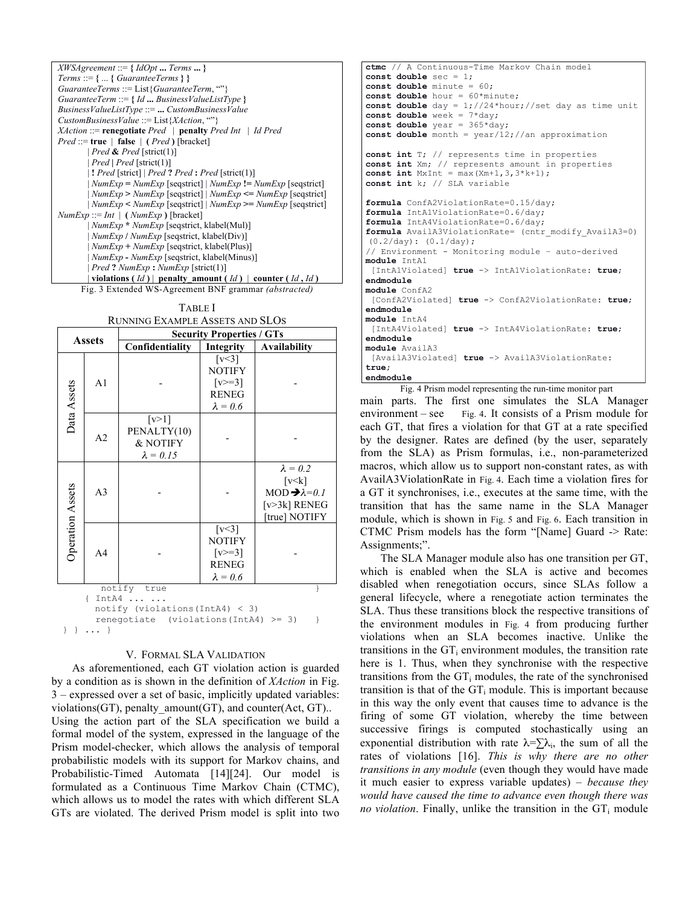```
XWSAgreement ::= { IdOpt ... Terms ... }
Terms ::= { ... { GuaranteeTerms } }
GuaranteeTerms ::= List{GuaranteeTerm, ""}
GuaranteeTerm ::= { Id ... BusinessValueListType }
BusinessValueListType ::= ... CustomBusinessValue
CustomBusinessValue ::= List{XAction, ""}
XAction ::= renegotiate Pred  | penalty Pred Int  | Id Pred
Pred ::= true | false | ( Pred ) [bracket]
       | Pred & Pred [strict(1)]
       | Pred | Pred [strict(1)]
       | ! Pred [strict] | Pred ? Pred : Pred [strict(1)]
       | NumExp = NumExp [seqstrict] | NumExp != NumExp [seqstrict]
       | NumExp > NumExp [seqstrict] | NumExp <= NumExp [seqstrict]
       | NumExp < NumExp [seqstrict] | NumExp >= NumExp [seqstrict]
NumExp ::= Int | ( NumExp ) [bracket]
       | NumExp * NumExp [seqstrict, klabel(Mul)]
       | NumExp / NumExp [seqstrict, klabel(Div)]
       | NumExp + NumExp [seqstrict, klabel(Plus)]
       | NumExp - NumExp [seqstrict, klabel(Minus)]
       | Pred ? NumExp : NumExp [strict(1)]
       | violations ( Id ) | penalty_amount ( Id ) | counter ( Id , Id )
```

Fig. 3 Extended WS-Agreement BNF grammar *(abstracted)*

TABLE I
RUNNING EXAMPLE ASSETS AND SLOS

| Assets | | Security Properties / GTs | | |
|---|---|---|---|---|
| | | Confidentiality | Integrity | Availability |
| Data Assets | A1 | - | [v<3] NOTIFY [v>=3] RENEG $\lambda = 0.6$ | - |
| Data Assets | A2 | [v>1] PENALTY(10) & NOTIFY $\lambda = 0.15$ | - | - |
| Operation Assets | A3 | - | - | $\lambda = 0.2$ [v<k] MOD➔$\lambda$=0.1 [v>3k] RENEG [true] NOTIFY |
| Operation Assets | A4 | - | [v<3] NOTIFY [v>=3] RENEG $\lambda = 0.6$ | - |

```
      notify  true                              }
    { IntA4 ... ...
      notify (violations(IntA4) < 3)
      renegotiate  (violations(IntA4) >= 3)    }
} } ... }
```

## V. FORMAL SLA VALIDATION

As aforementioned, each GT violation action is guarded by a condition as is shown in the definition of *XAction* in Fig. 3 – expressed over a set of basic, implicitly updated variables: violations(GT), penalty_amount(GT), and counter(Act, GT).. Using the action part of the SLA specification we build a formal model of the system, expressed in the language of the Prism model-checker, which allows the analysis of temporal probabilistic models with its support for Markov chains, and Probabilistic-Timed Automata [14][24]. Our model is formulated as a Continuous Time Markov Chain (CTMC), which allows us to model the rates with which different SLA GTs are violated. The derived Prism model is split into two main parts. The first one simulates the SLA Manager environment – see Fig. 4. It consists of a Prism module for each GT, that fires a violation for that GT at a rate specified by the designer. Rates are defined (by the user, separately from the SLA) as Prism formulas, i.e., non-parameterized macros, which allow us to support non-constant rates, as with AvailA3ViolationRate in Fig. 4. Each time a violation fires for a GT it synchronises, i.e., executes at the same time, with the transition that has the same name in the SLA Manager module, which is shown in Fig. 5 and Fig. 6. Each transition in CTMC Prism models has the form "[Name] Guard -> Rate: Assignments;".

```
ctmc // A Continuous-Time Markov Chain model
const double sec = 1;
const double minute = 60;
const double hour = 60*minute;
const double day = 1;//24*hour;//set day as time unit
const double week = 7*day;
const double year = 365*day;
const double month = year/12;//an approximation

const int T; // represents time in properties
const int Xm; // represents amount in properties
const int MxInt = max(Xm+1,3,3*k+1);
const int k; // SLA variable

formula ConfA2ViolationRate=0.15/day;
formula IntA1ViolationRate=0.6/day;
formula IntA4ViolationRate=0.6/day;
formula AvailA3ViolationRate= (cntr_modify_AvailA3=0)
 (0.2/day): (0.1/day);
// Environment - Monitoring module – auto-derived
module IntA1
 [IntA1Violated] true -> IntA1ViolationRate: true;
endmodule
module ConfA2
 [ConfA2Violated] true -> ConfA2ViolationRate: true;
endmodule
module IntA4
 [IntA4Violated] true -> IntA4ViolationRate: true;
endmodule
module AvailA3
 [AvailA3Violated] true -> AvailA3ViolationRate:
true;
endmodule
```

Fig. 4 Prism model representing the run-time monitor part

The SLA Manager module also has one transition per GT, which is enabled when the SLA is active and becomes disabled when renegotiation occurs, since SLAs follow a general lifecycle, where a renegotiate action terminates the SLA. Thus these transitions block the respective transitions of the environment modules in Fig. 4 from producing further violations when an SLA becomes inactive. Unlike the transitions in the $GT_i$ environment modules, the transition rate here is 1. Thus, when they synchronise with the respective transitions from the $GT_i$ modules, the rate of the synchronised transition is that of the $GT_i$ module. This is important because in this way the only event that causes time to advance is the firing of some GT violation, whereby the time between successive firings is computed stochastically using an exponential distribution with rate $\lambda=\sum\lambda_i$, the sum of all the rates of violations [16]. *This is why there are no other transitions in any module* (even though they would have made it much easier to express variable updates) – *because they would have caused the time to advance even though there was no violation*. Finally, unlike the transition in the $GT_i$ module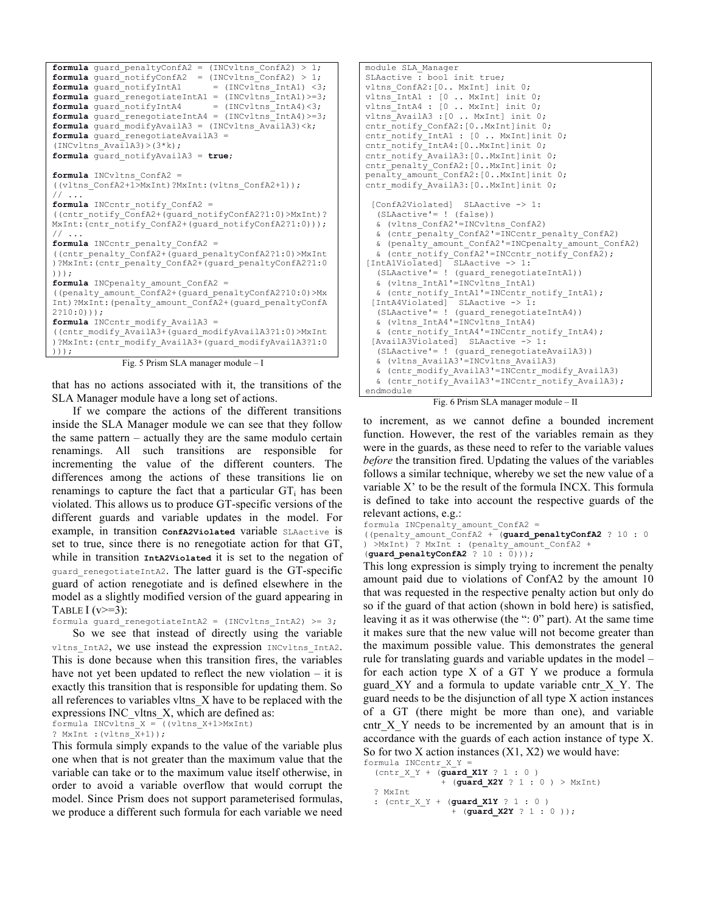```
formula guard_penaltyConfA2 = (INCvltns_ConfA2) > 1;
formula guard_notifyConfA2  = (INCvltns_ConfA2) > 1;
formula guard_notifyIntA1      = (INCvltns_IntA1) <3;
formula guard_renegotiateIntA1 = (INCvltns_IntA1)>=3;
formula guard_notifyIntA4      = (INCvltns_IntA4)<3;
formula guard_renegotiateIntA4 = (INCvltns_IntA4)>=3;
formula guard_modifyAvailA3 = (INCvltns_AvailA3)<k;
formula guard_renegotiateAvailA3 =
(INCvltns_AvailA3)>(3*k);
formula guard_notifyAvailA3 = true;

formula INCvltns_ConfA2 =
((vltns_ConfA2+1>MxInt)?MxInt:(vltns_ConfA2+1));
// ...
formula INCcntr_notify_ConfA2 =
((cntr_notify_ConfA2+(guard_notifyConfA2?1:0)>MxInt)?
MxInt:(cntr_notify_ConfA2+(guard_notifyConfA2?1:0)));
// ...
formula INCcntr_penalty_ConfA2 =
((cntr_penalty_ConfA2+(guard_penaltyConfA2?1:0)>MxInt
)?MxInt:(cntr_penalty_ConfA2+(guard_penaltyConfA2?1:0
)));
formula INCpenalty_amount_ConfA2 =
((penalty_amount_ConfA2+(guard_penaltyConfA2?10:0)>Mx
Int)?MxInt:(penalty_amount_ConfA2+(guard_penaltyConfA
2?10:0)));
formula INCcntr_modify_AvailA3 =
((cntr_modify_AvailA3+(guard_modifyAvailA3?1:0)>MxInt
)?MxInt:(cntr_modify_AvailA3+(guard_modifyAvailA3?1:0
)));
```

Fig. 5 Prism SLA manager module – I

that has no actions associated with it, the transitions of the SLA Manager module have a long set of actions.

If we compare the actions of the different transitions inside the SLA Manager module we can see that they follow the same pattern – actually they are the same modulo certain renamings. All such transitions are responsible for incrementing the value of the different counters. The differences among the actions of these transitions lie on renamings to capture the fact that a particular $GT_i$ has been violated. This allows us to produce GT-specific versions of the different guards and variable updates in the model. For example, in transition **ConfA2Violated** variable SLAactive is set to true, since there is no renegotiate action for that GT, while in transition **IntA2Violated** it is set to the negation of guard_renegotiateIntA2. The latter guard is the GT-specific guard of action renegotiate and is defined elsewhere in the model as a slightly modified version of the guard appearing in TABLE I (v>=3):

```
formula guard_renegotiateIntA2 = (INCvltns_IntA2) >= 3;
```

So we see that instead of directly using the variable vltns_IntA2, we use instead the expression INCvltns_IntA2. This is done because when this transition fires, the variables have not yet been updated to reflect the new violation – it is exactly this transition that is responsible for updating them. So all references to variables vltns_X have to be replaced with the expressions INC_vltns_X, which are defined as:

```
formula INCvltns_X = ((vltns_X+1>MxInt)
? MxInt :(vltns_X+1));
```

This formula simply expands to the value of the variable plus one when that is not greater than the maximum value that the variable can take or to the maximum value itself otherwise, in order to avoid a variable overflow that would corrupt the model. Since Prism does not support parameterised formulas, we produce a different such formula for each variable we need

```
module SLA_Manager
SLAactive : bool init true;
vltns_ConfA2:[0.. MxInt] init 0;
vltns_IntA1 : [0 .. MxInt] init 0;
vltns_IntA4 : [0 .. MxInt] init 0;
vltns_AvailA3 :[0 .. MxInt] init 0;
cntr_notify_ConfA2:[0..MxInt]init 0;
cntr_notify_IntA1 : [0 .. MxInt]init 0;
cntr_notify_IntA4:[0..MxInt]init 0;
cntr_notify_AvailA3:[0..MxInt]init 0;
cntr_penalty_ConfA2:[0..MxInt]init 0;
penalty_amount_ConfA2:[0..MxInt]init 0;
cntr_modify_AvailA3:[0..MxInt]init 0;

 [ConfA2Violated]  SLAactive -> 1:
  (SLAactive'= ! (false))
  & (vltns_ConfA2'=INCvltns_ConfA2)
  & (cntr_penalty_ConfA2'=INCcntr_penalty_ConfA2)
  & (penalty_amount_ConfA2'=INCpenalty_amount_ConfA2)
  & (cntr_notify_ConfA2'=INCcntr_notify_ConfA2);
[IntA1Violated]  SLAactive -> 1:
  (SLAactive'= ! (guard_renegotiateIntA1))
  & (vltns_IntA1'=INCvltns_IntA1)
  & (cntr_notify_IntA1'=INCcntr_notify_IntA1);
 [IntA4Violated]  SLAactive -> 1:
  (SLAactive'= ! (guard_renegotiateIntA4))
  & (vltns_IntA4'=INCvltns_IntA4)
  & (cntr_notify_IntA4'=INCcntr_notify_IntA4);
 [AvailA3Violated]  SLAactive -> 1:
  (SLAactive'= ! (guard_renegotiateAvailA3))
  & (vltns_AvailA3'=INCvltns_AvailA3)
  & (cntr_modify_AvailA3'=INCcntr_modify_AvailA3)
  & (cntr_notify_AvailA3'=INCcntr_notify_AvailA3);
endmodule
```

Fig. 6 Prism SLA manager module – II

to increment, as we cannot define a bounded increment function. However, the rest of the variables remain as they were in the guards, as these need to refer to the variable values *before* the transition fired. Updating the values of the variables follows a similar technique, whereby we set the new value of a variable X' to be the result of the formula INCX. This formula is defined to take into account the respective guards of the relevant actions, e.g.:

```
formula INCpenalty_amount_ConfA2 =
((penalty_amount_ConfA2 + (guard_penaltyConfA2 ? 10 : 0
) >MxInt) ? MxInt : (penalty_amount_ConfA2 +
(guard_penaltyConfA2 ? 10 : 0)));
```

This long expression is simply trying to increment the penalty amount paid due to violations of ConfA2 by the amount 10 that was requested in the respective penalty action but only do so if the guard of that action (shown in bold here) is satisfied, leaving it as it was otherwise (the ": 0" part). At the same time it makes sure that the new value will not become greater than the maximum possible value. This demonstrates the general rule for translating guards and variable updates in the model – for each action type X of a GT Y we produce a formula guard_XY and a formula to update variable cntr_X_Y. The guard needs to be the disjunction of all type X action instances of a GT (there might be more than one), and variable cntr_X_Y needs to be incremented by an amount that is in accordance with the guards of each action instance of type X. So for two X action instances (X1, X2) we would have:

```
formula INCcntr_X_Y =
  (cntr_X_Y + (guard_X1Y ? 1 : 0 )
             + (guard_X2Y ? 1 : 0 ) > MxInt)
  ? MxInt
  : (cntr_X_Y + (guard_X1Y ? 1 : 0 )
               + (guard_X2Y ? 1 : 0 ));
```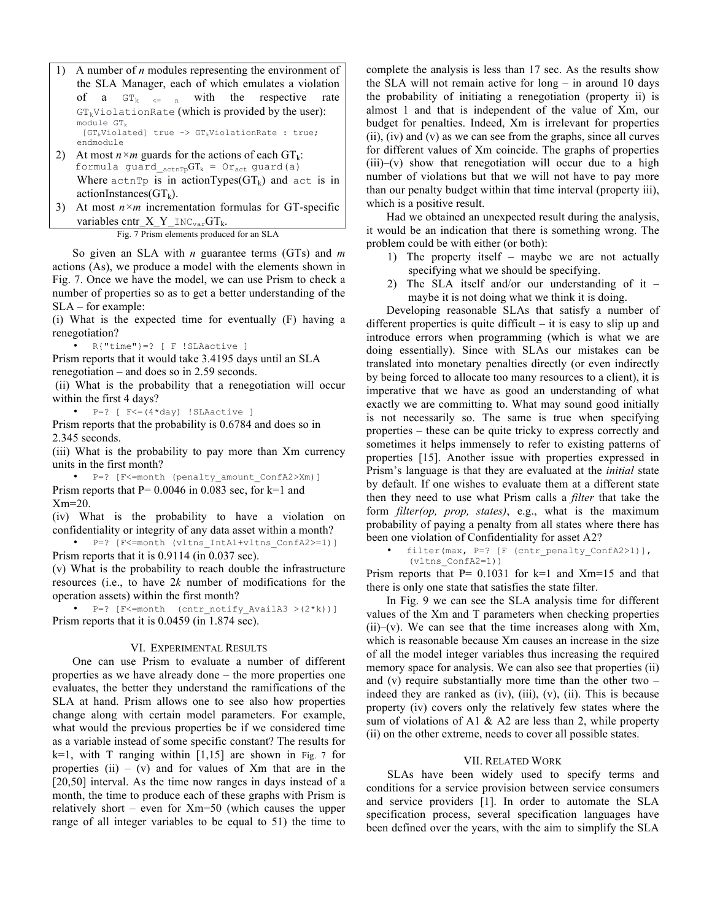1) A number of $n$ modules representing the environment of the SLA Manager, each of which emulates a violation of a $GT_{k} <= n$ with the respective rate $GT_{k}$ViolationRate (which is provided by the user):

```
module GTk
 [GTkViolated] true -> GTkViolationRate : true;
endmodule
```

2) At most $n \times m$ guards for the actions of each $GT_k$:

`formula guard_actnTpGTk = Oract guard(a)`

Where actnTp is in actionTypes($GT_k$) and act is in actionInstances($GT_k$).

3) At most $n \times m$ incrementation formulas for GT-specific variables cntr_X_Y_INCvarGTk.

Fig. 7 Prism elements produced for an SLA

So given an SLA with $n$ guarantee terms (GTs) and $m$ actions (As), we produce a model with the elements shown in Fig. 7. Once we have the model, we can use Prism to check a number of properties so as to get a better understanding of the SLA – for example:

(i) What is the expected time for eventually (F) having a renegotiation?

- `R{"time"}=? [ F !SLAactive ]`

Prism reports that it would take 3.4195 days until an SLA renegotiation – and does so in 2.59 seconds.

(ii) What is the probability that a renegotiation will occur within the first 4 days?

- `P=? [ F<=(4*day) !SLAactive ]`

Prism reports that the probability is 0.6784 and does so in 2.345 seconds.

(iii) What is the probability to pay more than Xm currency units in the first month?

- `P=? [F<=month (penalty_amount_ConfA2>Xm)]`

Prism reports that P= 0.0046 in 0.083 sec, for k=1 and Xm=20.

(iv) What is the probability to have a violation on confidentiality or integrity of any data asset within a month?

- `P=? [F<=month (vltns_IntA1+vltns_ConfA2>=1)]`

Prism reports that it is 0.9114 (in 0.037 sec).

(v) What is the probability to reach double the infrastructure resources (i.e., to have 2$k$ number of modifications for the operation assets) within the first month?

- `P=? [F<=month (cntr_notify_AvailA3 >(2*k))]`

Prism reports that it is 0.0459 (in 1.874 sec).

## VI. Experimental Results

One can use Prism to evaluate a number of different properties as we have already done – the more properties one evaluates, the better they understand the ramifications of the SLA at hand. Prism allows one to see also how properties change along with certain model parameters. For example, what would the previous properties be if we considered time as a variable instead of some specific constant? The results for k=1, with T ranging within [1,15] are shown in Fig. 7 for properties (ii) – (v) and for values of Xm that are in the [20,50] interval. As the time now ranges in days instead of a month, the time to produce each of these graphs with Prism is relatively short – even for Xm=50 (which causes the upper range of all integer variables to be equal to 51) the time to complete the analysis is less than 17 sec. As the results show the SLA will not remain active for long – in around 10 days the probability of initiating a renegotiation (property ii) is almost 1 and that is independent of the value of Xm, our budget for penalties. Indeed, Xm is irrelevant for properties (ii), (iv) and (v) as we can see from the graphs, since all curves for different values of Xm coincide. The graphs of properties (iii)–(v) show that renegotiation will occur due to a high number of violations but that we will not have to pay more than our penalty budget within that time interval (property iii), which is a positive result.

Had we obtained an unexpected result during the analysis, it would be an indication that there is something wrong. The problem could be with either (or both):

1) The property itself – maybe we are not actually specifying what we should be specifying.
2) The SLA itself and/or our understanding of it – maybe it is not doing what we think it is doing.

Developing reasonable SLAs that satisfy a number of different properties is quite difficult – it is easy to slip up and introduce errors when programming (which is what we are doing essentially). Since with SLAs our mistakes can be translated into monetary penalties directly (or even indirectly by being forced to allocate too many resources to a client), it is imperative that we have as good an understanding of what exactly we are committing to. What may sound good initially is not necessarily so. The same is true when specifying properties – these can be quite tricky to express correctly and sometimes it helps immensely to refer to existing patterns of properties [15]. Another issue with properties expressed in Prism's language is that they are evaluated at the *initial* state by default. If one wishes to evaluate them at a different state then they need to use what Prism calls a *filter* that take the form *filter(op, prop, states)*, e.g., what is the maximum probability of paying a penalty from all states where there has been one violation of Confidentiality for asset A2?

- `filter(max, P=? [F (cntr_penalty_ConfA2>1)], (vltns_ConfA2=1))`

Prism reports that P= 0.1031 for k=1 and Xm=15 and that there is only one state that satisfies the state filter.

In Fig. 9 we can see the SLA analysis time for different values of the Xm and T parameters when checking properties (ii)–(v). We can see that the time increases along with Xm, which is reasonable because Xm causes an increase in the size of all the model integer variables thus increasing the required memory space for analysis. We can also see that properties (ii) and (v) require substantially more time than the other two – indeed they are ranked as (iv), (iii), (v), (ii). This is because property (iv) covers only the relatively few states where the sum of violations of A1 & A2 are less than 2, while property (ii) on the other extreme, needs to cover all possible states.

## VII. Related Work

SLAs have been widely used to specify terms and conditions for a service provision between service consumers and service providers [1]. In order to automate the SLA specification process, several specification languages have been defined over the years, with the aim to simplify the SLA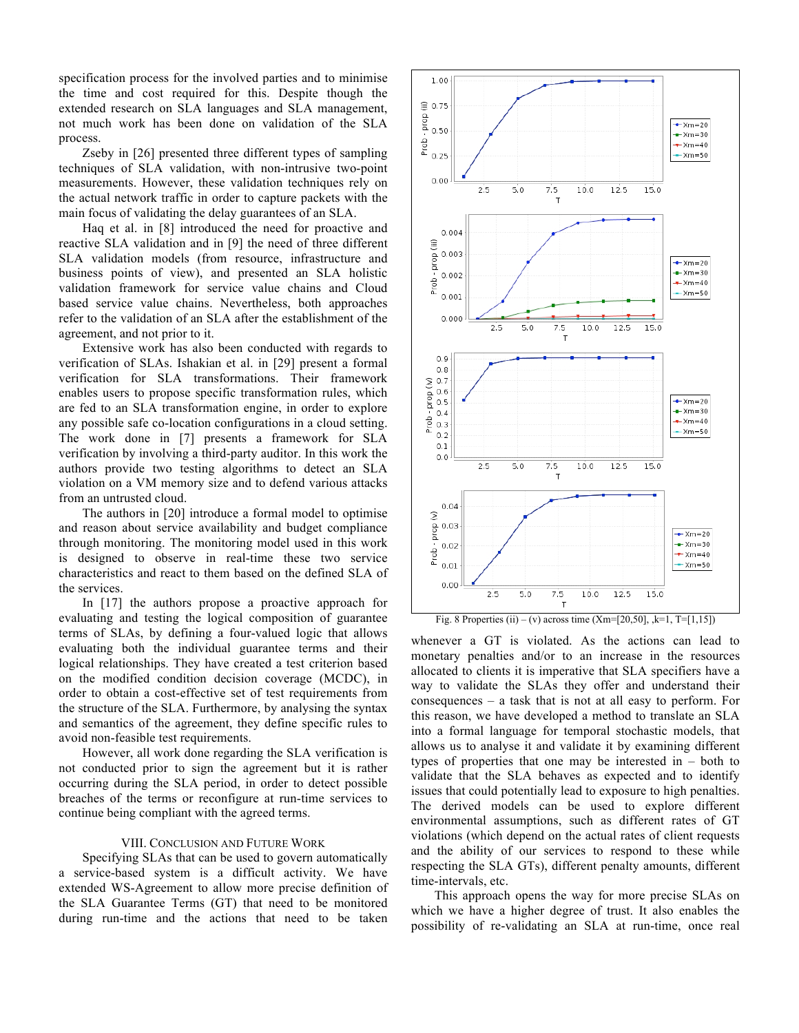specification process for the involved parties and to minimise the time and cost required for this. Despite though the extended research on SLA languages and SLA management, not much work has been done on validation of the SLA process.

Zseby in [26] presented three different types of sampling techniques of SLA validation, with non-intrusive two-point measurements. However, these validation techniques rely on the actual network traffic in order to capture packets with the main focus of validating the delay guarantees of an SLA.

Haq et al. in [8] introduced the need for proactive and reactive SLA validation and in [9] the need of three different SLA validation models (from resource, infrastructure and business points of view), and presented an SLA holistic validation framework for service value chains and Cloud based service value chains. Nevertheless, both approaches refer to the validation of an SLA after the establishment of the agreement, and not prior to it.

Extensive work has also been conducted with regards to verification of SLAs. Ishakian et al. in [29] present a formal verification for SLA transformations. Their framework enables users to propose specific transformation rules, which are fed to an SLA transformation engine, in order to explore any possible safe co-location configurations in a cloud setting. The work done in [7] presents a framework for SLA verification by involving a third-party auditor. In this work the authors provide two testing algorithms to detect an SLA violation on a VM memory size and to defend various attacks from an untrusted cloud.

The authors in [20] introduce a formal model to optimise and reason about service availability and budget compliance through monitoring. The monitoring model used in this work is designed to observe in real-time these two service characteristics and react to them based on the defined SLA of the services.

In [17] the authors propose a proactive approach for evaluating and testing the logical composition of guarantee terms of SLAs, by defining a four-valued logic that allows evaluating both the individual guarantee terms and their logical relationships. They have created a test criterion based on the modified condition decision coverage (MCDC), in order to obtain a cost-effective set of test requirements from the structure of the SLA. Furthermore, by analysing the syntax and semantics of the agreement, they define specific rules to avoid non-feasible test requirements.

However, all work done regarding the SLA verification is not conducted prior to sign the agreement but it is rather occurring during the SLA period, in order to detect possible breaches of the terms or reconfigure at run-time services to continue being compliant with the agreed terms.

## VIII. Conclusion and Future Work

Specifying SLAs that can be used to govern automatically a service-based system is a difficult activity. We have extended WS-Agreement to allow more precise definition of the SLA Guarantee Terms (GT) that need to be monitored during run-time and the actions that need to be taken whenever a GT is violated. As the actions can lead to monetary penalties and/or to an increase in the resources allocated to clients it is imperative that SLA specifiers have a way to validate the SLAs they offer and understand their consequences – a task that is not at all easy to perform. For this reason, we have developed a method to translate an SLA into a formal language for temporal stochastic models, that allows us to analyse it and validate it by examining different types of properties that one may be interested in – both to validate that the SLA behaves as expected and to identify issues that could potentially lead to exposure to high penalties. The derived models can be used to explore different environmental assumptions, such as different rates of GT violations (which depend on the actual rates of client requests and the ability of our services to respond to these while respecting the SLA GTs), different penalty amounts, different time-intervals, etc.

This approach opens the way for more precise SLAs on which we have a higher degree of trust. It also enables the possibility of re-validating an SLA at run-time, once real

Fig. 8 Properties (ii) – (v) across time (Xm=[20,50], ,k=1, T=[1,15])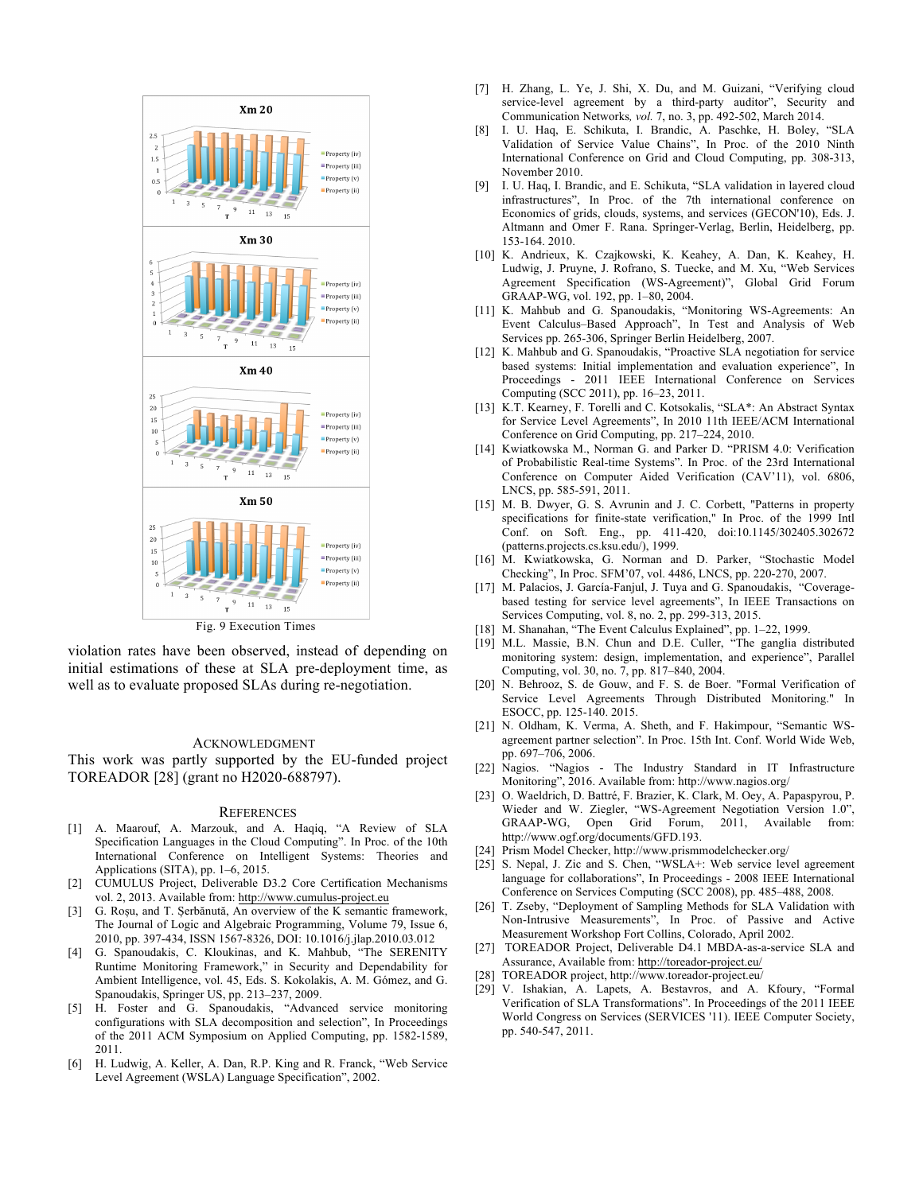Xm 20

2.5
2
1.5
1
0.5
0

1 3 5 7 9 11 13 15
T

Property (iv)
Property (iii)
Property (v)
Property (ii)

Xm 30

6
5
4
3
2
1
0

1 3 5 7 9 11 13 15
T

Property (iv)
Property (iii)
Property (v)
Property (ii)

Xm 40

25
20
15
10
5
0

1 3 5 7 9 11 13 15
T

Property (iv)
Property (iii)
Property (v)
Property (ii)

Xm 50

25
20
15
10
5
0

1 3 5 7 9 11 13 15
T

Property (iv)
Property (iii)
Property (v)
Property (ii)

Fig. 9 Execution Times

violation rates have been observed, instead of depending on initial estimations of these at SLA pre-deployment time, as well as to evaluate proposed SLAs during re-negotiation.

## Acknowledgment

This work was partly supported by the EU-funded project TOREADOR [28] (grant no H2020-688797).

## References

[1] A. Maarouf, A. Marzouk, and A. Haqiq, "A Review of SLA Specification Languages in the Cloud Computing". In Proc. of the 10th International Conference on Intelligent Systems: Theories and Applications (SITA), pp. 1–6, 2015.

[2] CUMULUS Project, Deliverable D3.2 Core Certification Mechanisms vol. 2, 2013. Available from: http://www.cumulus-project.eu

[3] G. Roşu, and T. Şerbănută, An overview of the K semantic framework, The Journal of Logic and Algebraic Programming, Volume 79, Issue 6, 2010, pp. 397-434, ISSN 1567-8326, DOI: 10.1016/j.jlap.2010.03.012

[4] G. Spanoudakis, C. Kloukinas, and K. Mahbub, "The SERENITY Runtime Monitoring Framework," in Security and Dependability for Ambient Intelligence, vol. 45, Eds. S. Kokolakis, A. M. Gómez, and G. Spanoudakis, Springer US, pp. 213–237, 2009.

[5] H. Foster and G. Spanoudakis, "Advanced service monitoring configurations with SLA decomposition and selection", In Proceedings of the 2011 ACM Symposium on Applied Computing, pp. 1582-1589, 2011.

[6] H. Ludwig, A. Keller, A. Dan, R.P. King and R. Franck, "Web Service Level Agreement (WSLA) Language Specification", 2002.

[7] H. Zhang, L. Ye, J. Shi, X. Du, and M. Guizani, "Verifying cloud service-level agreement by a third-party auditor", Security and Communication Networks*, vol.* 7, no. 3, pp. 492-502, March 2014.

[8] I. U. Haq, E. Schikuta, I. Brandic, A. Paschke, H. Boley, "SLA Validation of Service Value Chains", In Proc. of the 2010 Ninth International Conference on Grid and Cloud Computing, pp. 308-313, November 2010.

[9] I. U. Haq, I. Brandic, and E. Schikuta, "SLA validation in layered cloud infrastructures", In Proc. of the 7th international conference on Economics of grids, clouds, systems, and services (GECON'10), Eds. J. Altmann and Omer F. Rana. Springer-Verlag, Berlin, Heidelberg, pp. 153-164. 2010.

[10] K. Andrieux, K. Czajkowski, K. Keahey, A. Dan, K. Keahey, H. Ludwig, J. Pruyne, J. Rofrano, S. Tuecke, and M. Xu, "Web Services Agreement Specification (WS-Agreement)", Global Grid Forum GRAAP-WG, vol. 192, pp. 1–80, 2004.

[11] K. Mahbub and G. Spanoudakis, "Monitoring WS-Agreements: An Event Calculus–Based Approach", In Test and Analysis of Web Services pp. 265-306, Springer Berlin Heidelberg, 2007.

[12] K. Mahbub and G. Spanoudakis, "Proactive SLA negotiation for service based systems: Initial implementation and evaluation experience", In Proceedings - 2011 IEEE International Conference on Services Computing (SCC 2011), pp. 16–23, 2011.

[13] K.T. Kearney, F. Torelli and C. Kotsokalis, "SLA*: An Abstract Syntax for Service Level Agreements", In 2010 11th IEEE/ACM International Conference on Grid Computing, pp. 217–224, 2010.

[14] Kwiatkowska M., Norman G. and Parker D. "PRISM 4.0: Verification of Probabilistic Real-time Systems". In Proc. of the 23rd International Conference on Computer Aided Verification (CAV'11), vol. 6806, LNCS, pp. 585-591, 2011.

[15] M. B. Dwyer, G. S. Avrunin and J. C. Corbett, "Patterns in property specifications for finite-state verification," In Proc. of the 1999 Intl Conf. on Soft. Eng., pp. 411-420, doi:10.1145/302405.302672 (patterns.projects.cs.ksu.edu/), 1999.

[16] M. Kwiatkowska, G. Norman and D. Parker, "Stochastic Model Checking", In Proc. SFM'07, vol. 4486, LNCS, pp. 220-270, 2007.

[17] M. Palacios, J. García-Fanjul, J. Tuya and G. Spanoudakis, "Coverage-based testing for service level agreements", In IEEE Transactions on Services Computing, vol. 8, no. 2, pp. 299-313, 2015.

[18] M. Shanahan, "The Event Calculus Explained", pp. 1–22, 1999.

[19] M.L. Massie, B.N. Chun and D.E. Culler, "The ganglia distributed monitoring system: design, implementation, and experience", Parallel Computing, vol. 30, no. 7, pp. 817–840, 2004.

[20] N. Behrooz, S. de Gouw, and F. S. de Boer. "Formal Verification of Service Level Agreements Through Distributed Monitoring." In ESOCC, pp. 125-140. 2015.

[21] N. Oldham, K. Verma, A. Sheth, and F. Hakimpour, "Semantic WS-agreement partner selection". In Proc. 15th Int. Conf. World Wide Web, pp. 697–706, 2006.

[22] Nagios. "Nagios - The Industry Standard in IT Infrastructure Monitoring", 2016. Available from: http://www.nagios.org/

[23] O. Waeldrich, D. Battré, F. Brazier, K. Clark, M. Oey, A. Papaspyrou, P. Wieder and W. Ziegler, "WS-Agreement Negotiation Version 1.0", GRAAP-WG, Open Grid Forum, 2011, Available from: http://www.ogf.org/documents/GFD.193.

[24] Prism Model Checker, http://www.prismmodelchecker.org/

[25] S. Nepal, J. Zic and S. Chen, "WSLA+: Web service level agreement language for collaborations", In Proceedings - 2008 IEEE International Conference on Services Computing (SCC 2008), pp. 485–488, 2008.

[26] T. Zseby, "Deployment of Sampling Methods for SLA Validation with Non-Intrusive Measurements", In Proc. of Passive and Active Measurement Workshop Fort Collins, Colorado, April 2002.

[27] TOREADOR Project, Deliverable D4.1 MBDA-as-a-service SLA and Assurance, Available from: http://toreador-project.eu/

[28] TOREADOR project, http://www.toreador-project.eu/

[29] V. Ishakian, A. Lapets, A. Bestavros, and A. Kfoury, "Formal Verification of SLA Transformations". In Proceedings of the 2011 IEEE World Congress on Services (SERVICES '11). IEEE Computer Society, pp. 540-547, 2011.